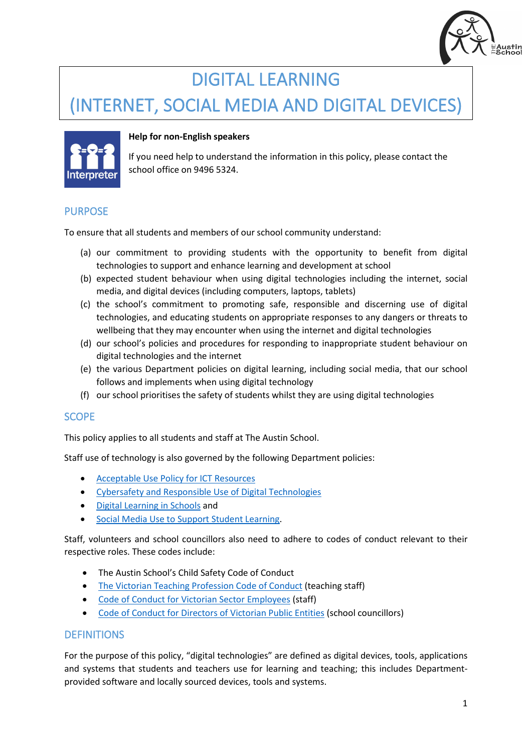# DIGITAL LEARNING
# (INTERNET, SOCIAL MEDIA AND DIGITAL DEVICES)

**Help for non-English speakers**

If you need help to understand the information in this policy, please contact the school office on 9496 5324.

## PURPOSE

To ensure that all students and members of our school community understand:

(a) our commitment to providing students with the opportunity to benefit from digital technologies to support and enhance learning and development at school

(b) expected student behaviour when using digital technologies including the internet, social media, and digital devices (including computers, laptops, tablets)

(c) the school's commitment to promoting safe, responsible and discerning use of digital technologies, and educating students on appropriate responses to any dangers or threats to wellbeing that they may encounter when using the internet and digital technologies

(d) our school's policies and procedures for responding to inappropriate student behaviour on digital technologies and the internet

(e) the various Department policies on digital learning, including social media, that our school follows and implements when using digital technology

(f) our school prioritises the safety of students whilst they are using digital technologies

## SCOPE

This policy applies to all students and staff at The Austin School.

Staff use of technology is also governed by the following Department policies:

- Acceptable Use Policy for ICT Resources
- Cybersafety and Responsible Use of Digital Technologies
- Digital Learning in Schools and
- Social Media Use to Support Student Learning.

Staff, volunteers and school councillors also need to adhere to codes of conduct relevant to their respective roles. These codes include:

- The Austin School's Child Safety Code of Conduct
- The Victorian Teaching Profession Code of Conduct (teaching staff)
- Code of Conduct for Victorian Sector Employees (staff)
- Code of Conduct for Directors of Victorian Public Entities (school councillors)

## DEFINITIONS

For the purpose of this policy, "digital technologies" are defined as digital devices, tools, applications and systems that students and teachers use for learning and teaching; this includes Department-provided software and locally sourced devices, tools and systems.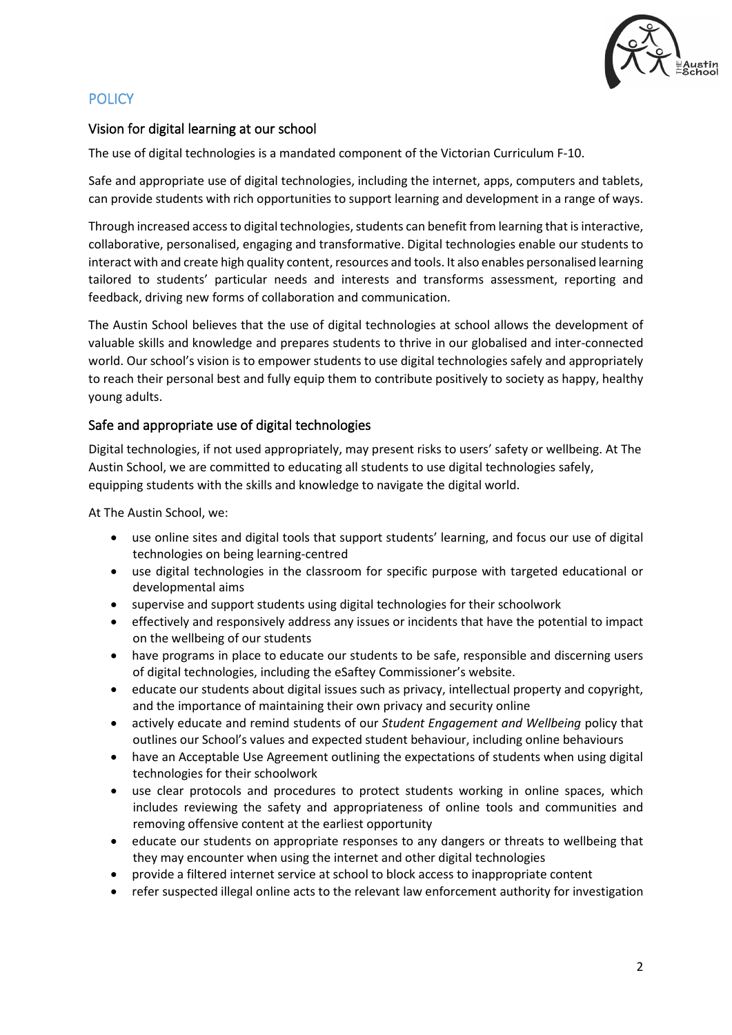## POLICY

### Vision for digital learning at our school

The use of digital technologies is a mandated component of the Victorian Curriculum F-10.

Safe and appropriate use of digital technologies, including the internet, apps, computers and tablets, can provide students with rich opportunities to support learning and development in a range of ways.

Through increased access to digital technologies, students can benefit from learning that is interactive, collaborative, personalised, engaging and transformative. Digital technologies enable our students to interact with and create high quality content, resources and tools. It also enables personalised learning tailored to students' particular needs and interests and transforms assessment, reporting and feedback, driving new forms of collaboration and communication.

The Austin School believes that the use of digital technologies at school allows the development of valuable skills and knowledge and prepares students to thrive in our globalised and inter-connected world. Our school's vision is to empower students to use digital technologies safely and appropriately to reach their personal best and fully equip them to contribute positively to society as happy, healthy young adults.

### Safe and appropriate use of digital technologies

Digital technologies, if not used appropriately, may present risks to users' safety or wellbeing. At The Austin School, we are committed to educating all students to use digital technologies safely, equipping students with the skills and knowledge to navigate the digital world.

At The Austin School, we:

- use online sites and digital tools that support students' learning, and focus our use of digital technologies on being learning-centred
- use digital technologies in the classroom for specific purpose with targeted educational or developmental aims
- supervise and support students using digital technologies for their schoolwork
- effectively and responsively address any issues or incidents that have the potential to impact on the wellbeing of our students
- have programs in place to educate our students to be safe, responsible and discerning users of digital technologies, including the eSaftey Commissioner's website.
- educate our students about digital issues such as privacy, intellectual property and copyright, and the importance of maintaining their own privacy and security online
- actively educate and remind students of our *Student Engagement and Wellbeing* policy that outlines our School's values and expected student behaviour, including online behaviours
- have an Acceptable Use Agreement outlining the expectations of students when using digital technologies for their schoolwork
- use clear protocols and procedures to protect students working in online spaces, which includes reviewing the safety and appropriateness of online tools and communities and removing offensive content at the earliest opportunity
- educate our students on appropriate responses to any dangers or threats to wellbeing that they may encounter when using the internet and other digital technologies
- provide a filtered internet service at school to block access to inappropriate content
- refer suspected illegal online acts to the relevant law enforcement authority for investigation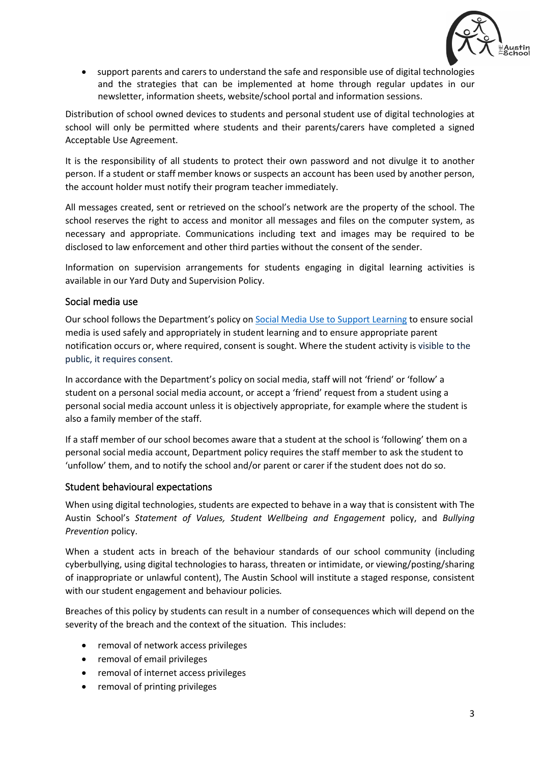- support parents and carers to understand the safe and responsible use of digital technologies and the strategies that can be implemented at home through regular updates in our newsletter, information sheets, website/school portal and information sessions.

Distribution of school owned devices to students and personal student use of digital technologies at school will only be permitted where students and their parents/carers have completed a signed Acceptable Use Agreement.

It is the responsibility of all students to protect their own password and not divulge it to another person. If a student or staff member knows or suspects an account has been used by another person, the account holder must notify their program teacher immediately.

All messages created, sent or retrieved on the school's network are the property of the school. The school reserves the right to access and monitor all messages and files on the computer system, as necessary and appropriate. Communications including text and images may be required to be disclosed to law enforcement and other third parties without the consent of the sender.

Information on supervision arrangements for students engaging in digital learning activities is available in our Yard Duty and Supervision Policy.

## Social media use

Our school follows the Department's policy on Social Media Use to Support Learning to ensure social media is used safely and appropriately in student learning and to ensure appropriate parent notification occurs or, where required, consent is sought. Where the student activity is visible to the public, it requires consent.

In accordance with the Department's policy on social media, staff will not 'friend' or 'follow' a student on a personal social media account, or accept a 'friend' request from a student using a personal social media account unless it is objectively appropriate, for example where the student is also a family member of the staff.

If a staff member of our school becomes aware that a student at the school is 'following' them on a personal social media account, Department policy requires the staff member to ask the student to 'unfollow' them, and to notify the school and/or parent or carer if the student does not do so.

## Student behavioural expectations

When using digital technologies, students are expected to behave in a way that is consistent with The Austin School's *Statement of Values, Student Wellbeing and Engagement* policy, and *Bullying Prevention* policy.

When a student acts in breach of the behaviour standards of our school community (including cyberbullying, using digital technologies to harass, threaten or intimidate, or viewing/posting/sharing of inappropriate or unlawful content), The Austin School will institute a staged response, consistent with our student engagement and behaviour policies.

Breaches of this policy by students can result in a number of consequences which will depend on the severity of the breach and the context of the situation. This includes:

- removal of network access privileges
- removal of email privileges
- removal of internet access privileges
- removal of printing privileges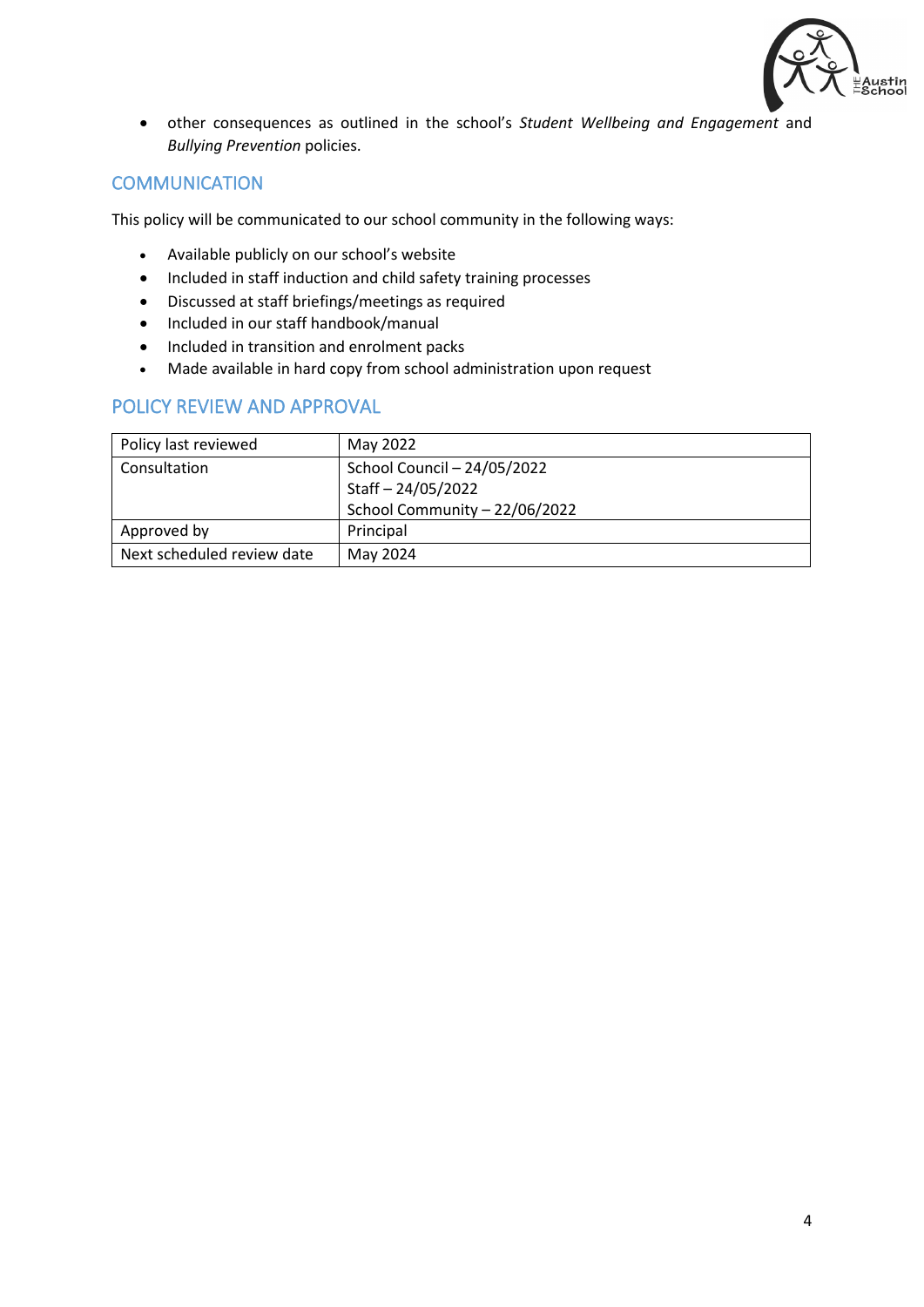- other consequences as outlined in the school's *Student Wellbeing and Engagement* and *Bullying Prevention* policies.

## COMMUNICATION

This policy will be communicated to our school community in the following ways:

- Available publicly on our school's website
- Included in staff induction and child safety training processes
- Discussed at staff briefings/meetings as required
- Included in our staff handbook/manual
- Included in transition and enrolment packs
- Made available in hard copy from school administration upon request

## POLICY REVIEW AND APPROVAL

| Policy last reviewed | May 2022 |
|---|---|
| Consultation | School Council – 24/05/2022<br>Staff – 24/05/2022<br>School Community – 22/06/2022 |
| Approved by | Principal |
| Next scheduled review date | May 2024 |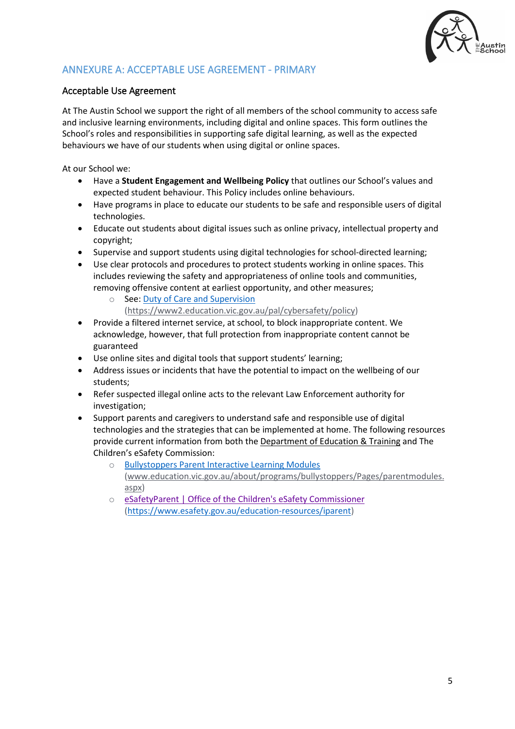## ANNEXURE A: ACCEPTABLE USE AGREEMENT - PRIMARY

### Acceptable Use Agreement

At The Austin School we support the right of all members of the school community to access safe and inclusive learning environments, including digital and online spaces. This form outlines the School's roles and responsibilities in supporting safe digital learning, as well as the expected behaviours we have of our students when using digital or online spaces.

At our School we:

- Have a **Student Engagement and Wellbeing Policy** that outlines our School's values and expected student behaviour. This Policy includes online behaviours.
- Have programs in place to educate our students to be safe and responsible users of digital technologies.
- Educate out students about digital issues such as online privacy, intellectual property and copyright;
- Supervise and support students using digital technologies for school-directed learning;
- Use clear protocols and procedures to protect students working in online spaces. This includes reviewing the safety and appropriateness of online tools and communities, removing offensive content at earliest opportunity, and other measures;
  - See: Duty of Care and Supervision (https://www2.education.vic.gov.au/pal/cybersafety/policy)
- Provide a filtered internet service, at school, to block inappropriate content. We acknowledge, however, that full protection from inappropriate content cannot be guaranteed
- Use online sites and digital tools that support students' learning;
- Address issues or incidents that have the potential to impact on the wellbeing of our students;
- Refer suspected illegal online acts to the relevant Law Enforcement authority for investigation;
- Support parents and caregivers to understand safe and responsible use of digital technologies and the strategies that can be implemented at home. The following resources provide current information from both the Department of Education & Training and The Children's eSafety Commission:
  - Bullystoppers Parent Interactive Learning Modules (www.education.vic.gov.au/about/programs/bullystoppers/Pages/parentmodules.aspx)
  - eSafetyParent | Office of the Children's eSafety Commissioner (https://www.esafety.gov.au/education-resources/iparent)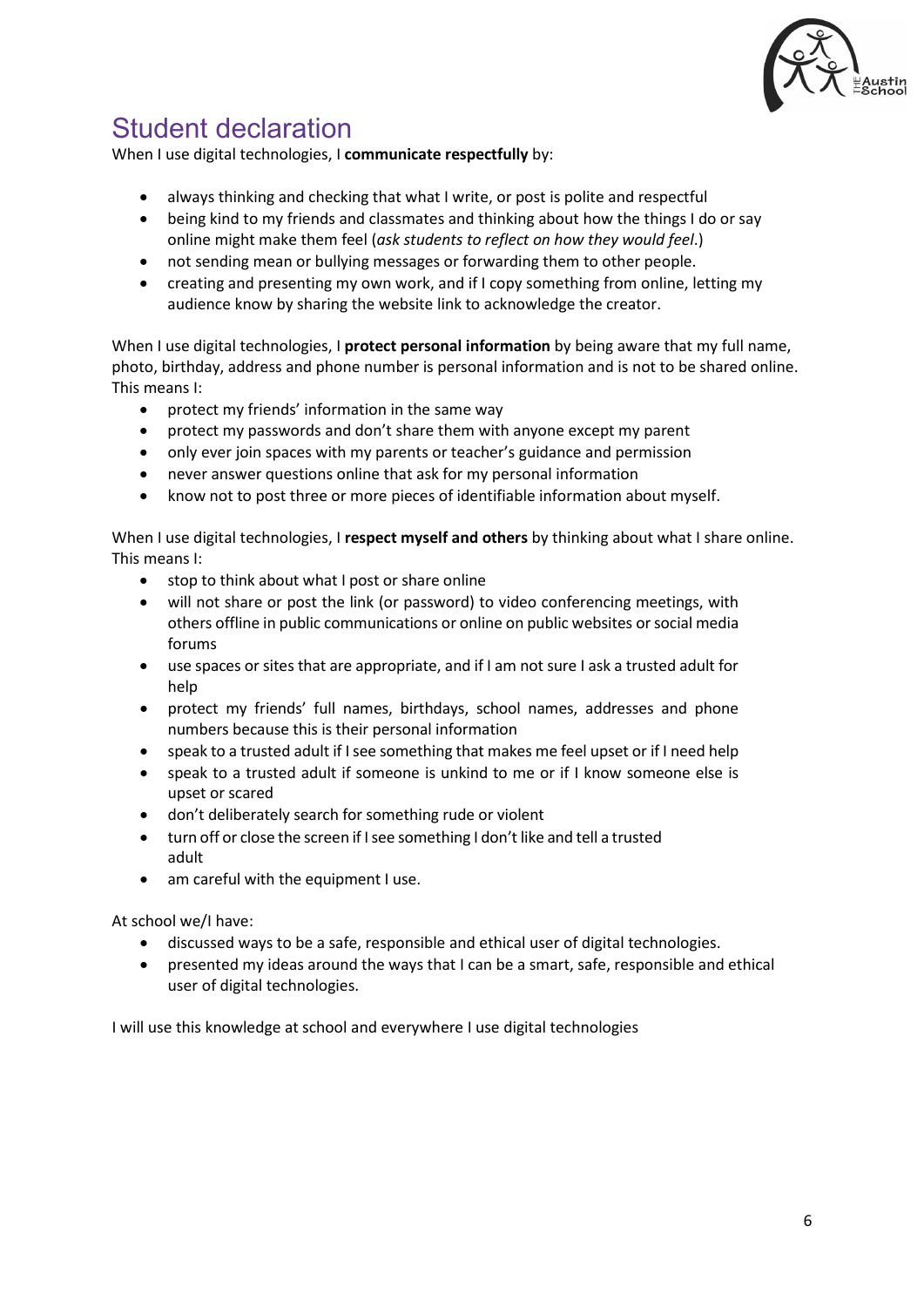# Student declaration

When I use digital technologies, I **communicate respectfully** by:

- always thinking and checking that what I write, or post is polite and respectful
- being kind to my friends and classmates and thinking about how the things I do or say online might make them feel (*ask students to reflect on how they would feel*.)
- not sending mean or bullying messages or forwarding them to other people.
- creating and presenting my own work, and if I copy something from online, letting my audience know by sharing the website link to acknowledge the creator.

When I use digital technologies, I **protect personal information** by being aware that my full name, photo, birthday, address and phone number is personal information and is not to be shared online. This means I:

- protect my friends' information in the same way
- protect my passwords and don't share them with anyone except my parent
- only ever join spaces with my parents or teacher's guidance and permission
- never answer questions online that ask for my personal information
- know not to post three or more pieces of identifiable information about myself.

When I use digital technologies, I **respect myself and others** by thinking about what I share online. This means I:

- stop to think about what I post or share online
- will not share or post the link (or password) to video conferencing meetings, with others offline in public communications or online on public websites or social media forums
- use spaces or sites that are appropriate, and if I am not sure I ask a trusted adult for help
- protect my friends' full names, birthdays, school names, addresses and phone numbers because this is their personal information
- speak to a trusted adult if I see something that makes me feel upset or if I need help
- speak to a trusted adult if someone is unkind to me or if I know someone else is upset or scared
- don't deliberately search for something rude or violent
- turn off or close the screen if I see something I don't like and tell a trusted adult
- am careful with the equipment I use.

At school we/I have:

- discussed ways to be a safe, responsible and ethical user of digital technologies.
- presented my ideas around the ways that I can be a smart, safe, responsible and ethical user of digital technologies.

I will use this knowledge at school and everywhere I use digital technologies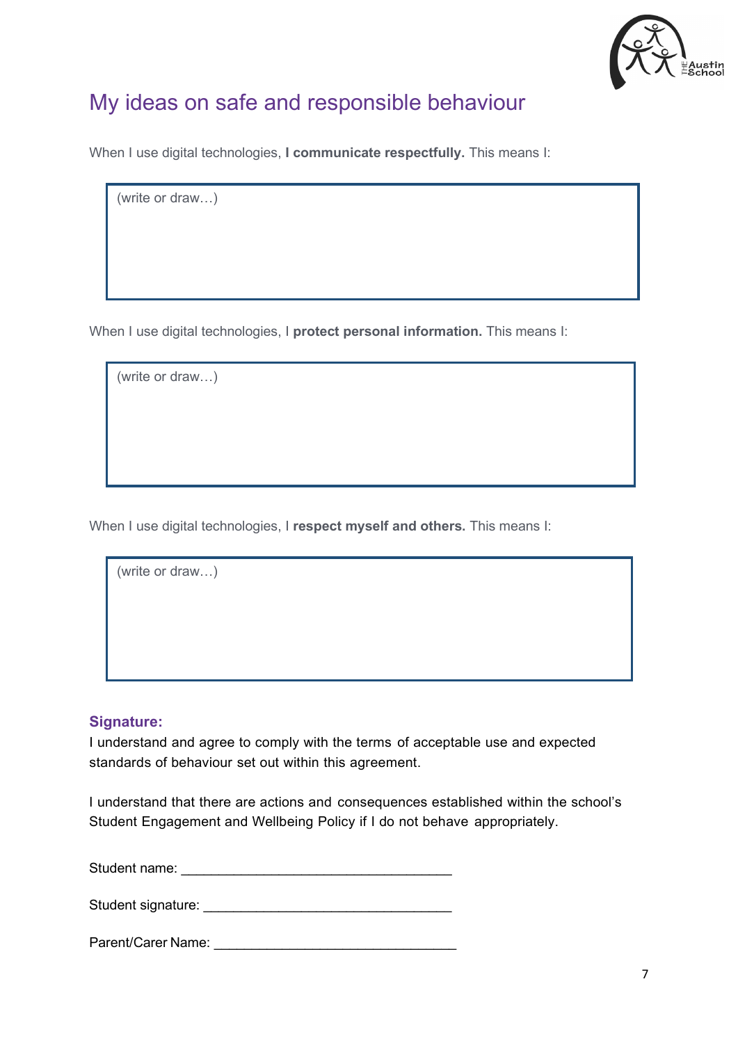# My ideas on safe and responsible behaviour

When I use digital technologies, **I communicate respectfully.** This means I:

(write or draw…)

When I use digital technologies, I **protect personal information.** This means I:

(write or draw…)

When I use digital technologies, I **respect myself and others.** This means I:

(write or draw…)

### Signature:

I understand and agree to comply with the terms of acceptable use and expected standards of behaviour set out within this agreement.

I understand that there are actions and consequences established within the school's Student Engagement and Wellbeing Policy if I do not behave appropriately.

Student name: ___________________________________

Student signature: ________________________________

Parent/Carer Name: _______________________________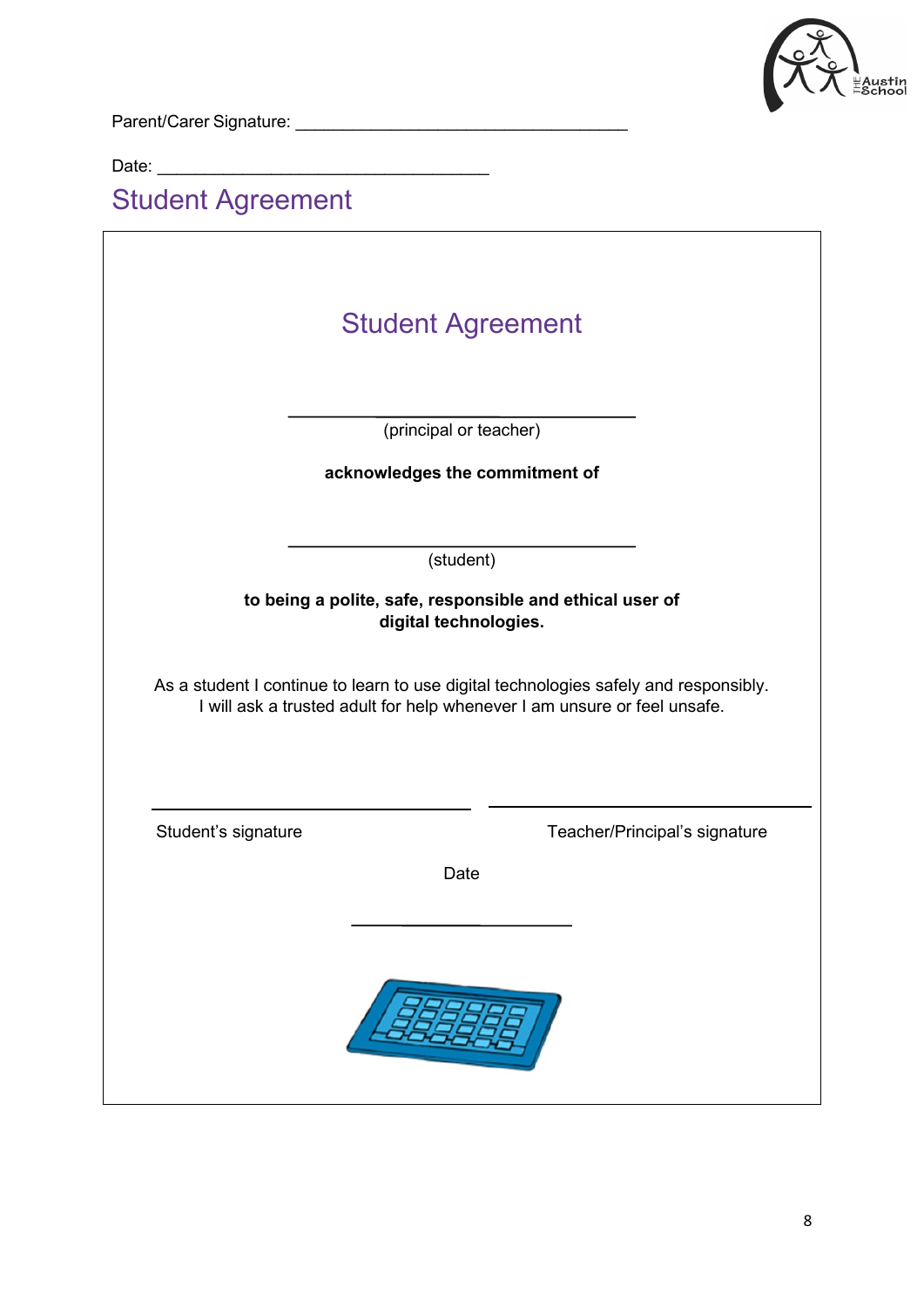Parent/Carer Signature: ___________________________________

Date: ___________________________________

## Student Agreement

### Student Agreement

___________________________________
(principal or teacher)

**acknowledges the commitment of**

___________________________________
(student)

**to being a polite, safe, responsible and ethical user of digital technologies.**

As a student I continue to learn to use digital technologies safely and responsibly.
I will ask a trusted adult for help whenever I am unsure or feel unsafe.

___________________________________ ___________________________________

Student's signature Teacher/Principal's signature

Date

_______________________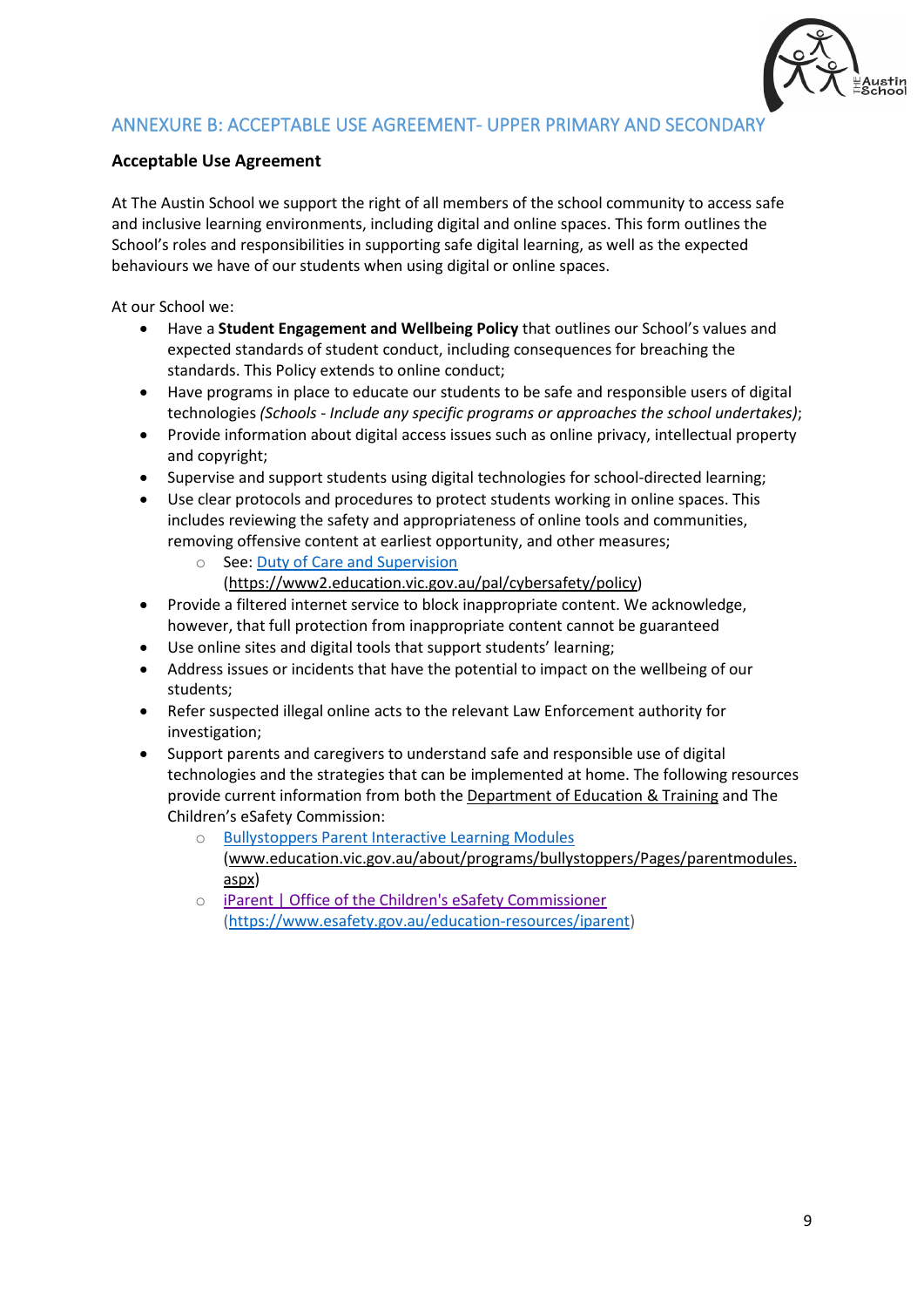## ANNEXURE B: ACCEPTABLE USE AGREEMENT- UPPER PRIMARY AND SECONDARY

**Acceptable Use Agreement**

At The Austin School we support the right of all members of the school community to access safe and inclusive learning environments, including digital and online spaces. This form outlines the School's roles and responsibilities in supporting safe digital learning, as well as the expected behaviours we have of our students when using digital or online spaces.

At our School we:

- Have a **Student Engagement and Wellbeing Policy** that outlines our School's values and expected standards of student conduct, including consequences for breaching the standards. This Policy extends to online conduct;
- Have programs in place to educate our students to be safe and responsible users of digital technologies *(Schools - Include any specific programs or approaches the school undertakes)*;
- Provide information about digital access issues such as online privacy, intellectual property and copyright;
- Supervise and support students using digital technologies for school-directed learning;
- Use clear protocols and procedures to protect students working in online spaces. This includes reviewing the safety and appropriateness of online tools and communities, removing offensive content at earliest opportunity, and other measures;
  - See: [Duty of Care and Supervision](https://www2.education.vic.gov.au/pal/cybersafety/policy) (https://www2.education.vic.gov.au/pal/cybersafety/policy)
- Provide a filtered internet service to block inappropriate content. We acknowledge, however, that full protection from inappropriate content cannot be guaranteed
- Use online sites and digital tools that support students' learning;
- Address issues or incidents that have the potential to impact on the wellbeing of our students;
- Refer suspected illegal online acts to the relevant Law Enforcement authority for investigation;
- Support parents and caregivers to understand safe and responsible use of digital technologies and the strategies that can be implemented at home. The following resources provide current information from both the Department of Education & Training and The Children's eSafety Commission:
  - [Bullystoppers Parent Interactive Learning Modules](www.education.vic.gov.au/about/programs/bullystoppers/Pages/parentmodules.aspx) (www.education.vic.gov.au/about/programs/bullystoppers/Pages/parentmodules.aspx)
  - [iParent | Office of the Children's eSafety Commissioner](https://www.esafety.gov.au/education-resources/iparent) (https://www.esafety.gov.au/education-resources/iparent)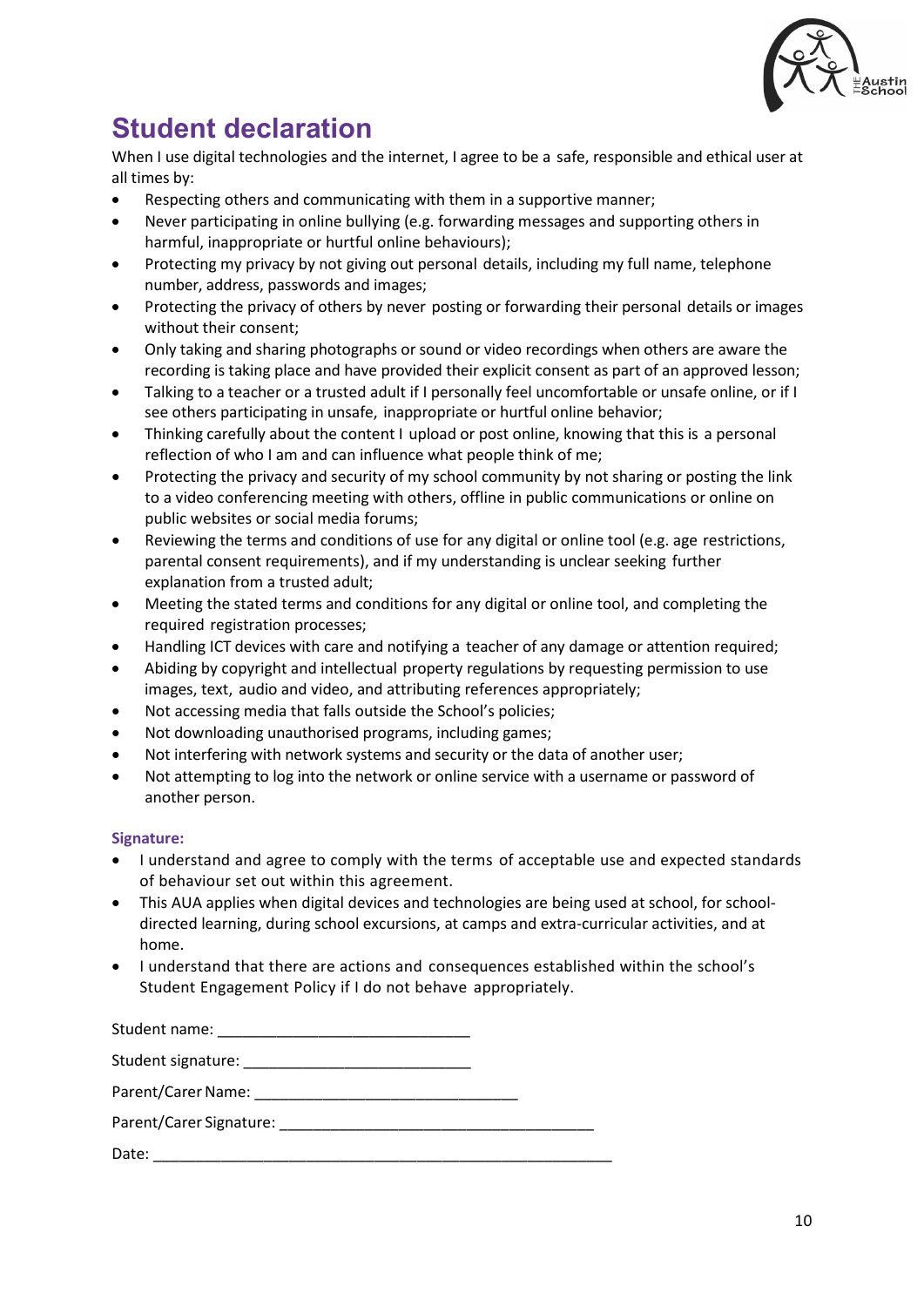# Student declaration

When I use digital technologies and the internet, I agree to be a safe, responsible and ethical user at all times by:

- Respecting others and communicating with them in a supportive manner;
- Never participating in online bullying (e.g. forwarding messages and supporting others in harmful, inappropriate or hurtful online behaviours);
- Protecting my privacy by not giving out personal details, including my full name, telephone number, address, passwords and images;
- Protecting the privacy of others by never posting or forwarding their personal details or images without their consent;
- Only taking and sharing photographs or sound or video recordings when others are aware the recording is taking place and have provided their explicit consent as part of an approved lesson;
- Talking to a teacher or a trusted adult if I personally feel uncomfortable or unsafe online, or if I see others participating in unsafe, inappropriate or hurtful online behavior;
- Thinking carefully about the content I upload or post online, knowing that this is a personal reflection of who I am and can influence what people think of me;
- Protecting the privacy and security of my school community by not sharing or posting the link to a video conferencing meeting with others, offline in public communications or online on public websites or social media forums;
- Reviewing the terms and conditions of use for any digital or online tool (e.g. age restrictions, parental consent requirements), and if my understanding is unclear seeking further explanation from a trusted adult;
- Meeting the stated terms and conditions for any digital or online tool, and completing the required registration processes;
- Handling ICT devices with care and notifying a teacher of any damage or attention required;
- Abiding by copyright and intellectual property regulations by requesting permission to use images, text, audio and video, and attributing references appropriately;
- Not accessing media that falls outside the School's policies;
- Not downloading unauthorised programs, including games;
- Not interfering with network systems and security or the data of another user;
- Not attempting to log into the network or online service with a username or password of another person.

**Signature:**

- I understand and agree to comply with the terms of acceptable use and expected standards of behaviour set out within this agreement.
- This AUA applies when digital devices and technologies are being used at school, for school-directed learning, during school excursions, at camps and extra-curricular activities, and at home.
- I understand that there are actions and consequences established within the school's Student Engagement Policy if I do not behave appropriately.

Student name: ______________________________

Student signature: ___________________________

Parent/Carer Name: _______________________________

Parent/Carer Signature: ____________________________________

Date: _______________________________________________________